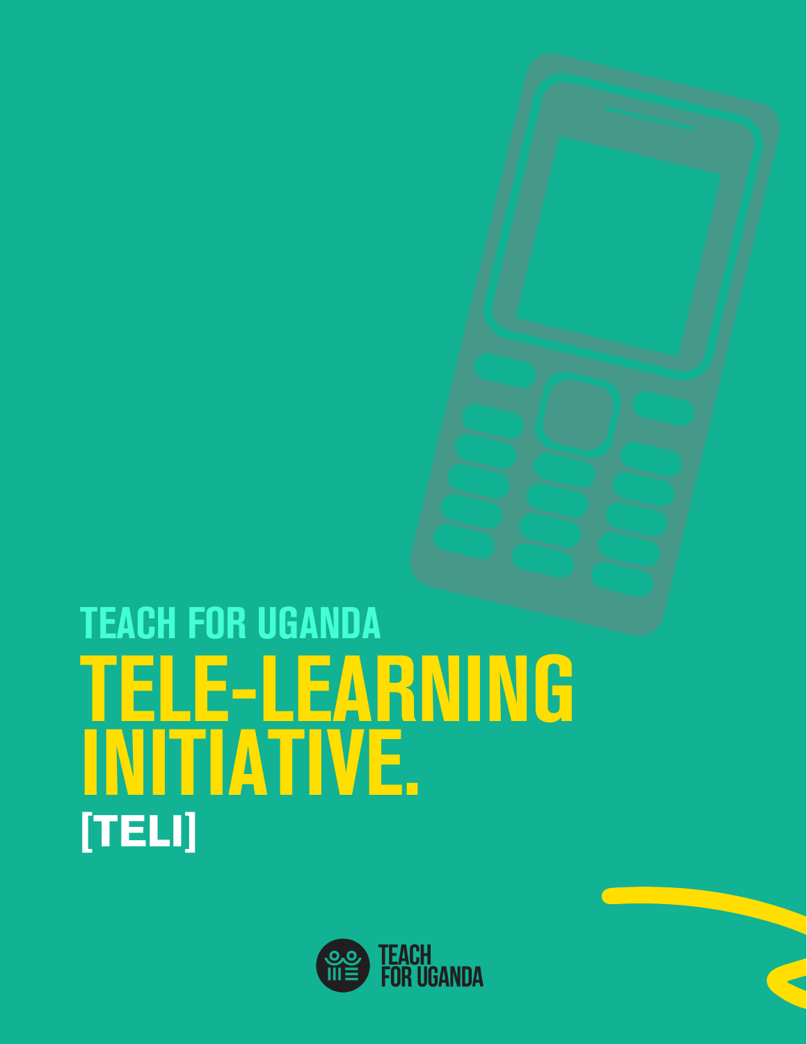## TEACH FOR UGANDA

# TELE-LEARNING INITIATIVE.

**[TELI]**

TEACH FOR UGANDA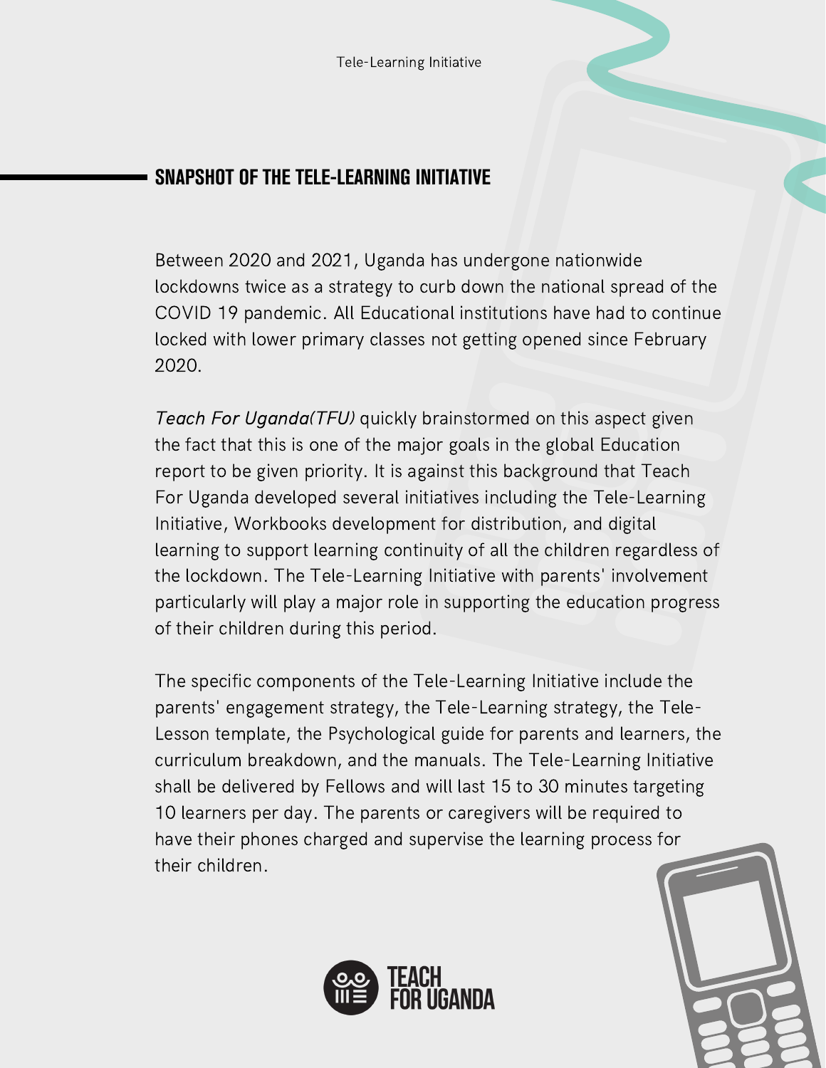## SNAPSHOT OF THE TELE-LEARNING INITIATIVE

Between 2020 and 2021, Uganda has undergone nationwide lockdowns twice as a strategy to curb down the national spread of the COVID 19 pandemic. All Educational institutions have had to continue locked with lower primary classes not getting opened since February 2020.

*Teach For Uganda(TFU)* quickly brainstormed on this aspect given the fact that this is one of the major goals in the global Education report to be given priority. It is against this background that Teach For Uganda developed several initiatives including the Tele-Learning Initiative, Workbooks development for distribution, and digital learning to support learning continuity of all the children regardless of the lockdown. The Tele-Learning Initiative with parents' involvement particularly will play a major role in supporting the education progress of their children during this period.

The specific components of the Tele-Learning Initiative include the parents' engagement strategy, the Tele-Learning strategy, the Tele-Lesson template, the Psychological guide for parents and learners, the curriculum breakdown, and the manuals. The Tele-Learning Initiative shall be delivered by Fellows and will last 15 to 30 minutes targeting 10 learners per day. The parents or caregivers will be required to have their phones charged and supervise the learning process for their children.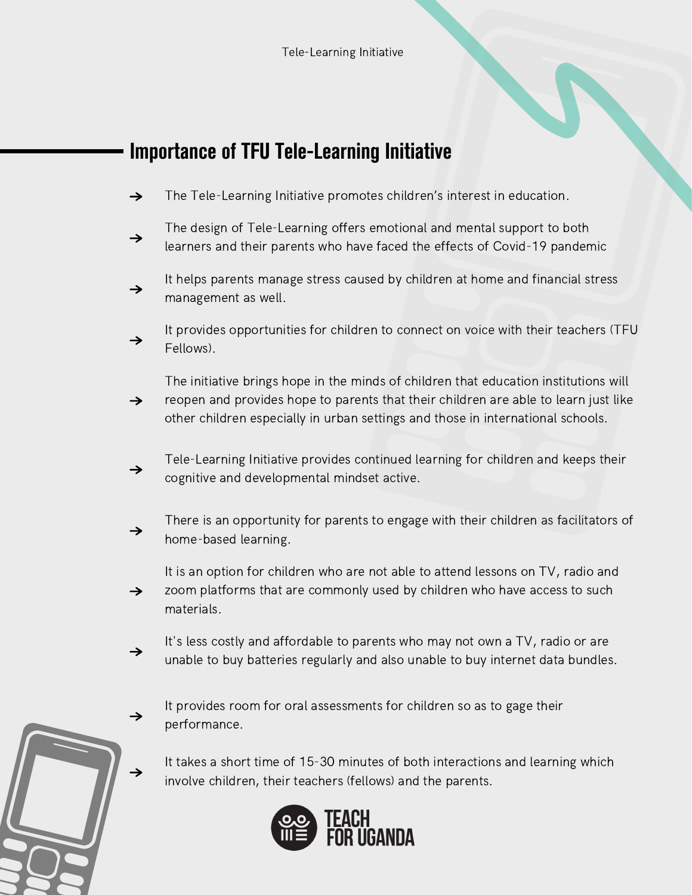## Importance of TFU Tele-Learning Initiative

- The Tele-Learning Initiative promotes children's interest in education.
- The design of Tele-Learning offers emotional and mental support to both learners and their parents who have faced the effects of Covid-19 pandemic
- It helps parents manage stress caused by children at home and financial stress management as well.
- It provides opportunities for children to connect on voice with their teachers (TFU Fellows).
- The initiative brings hope in the minds of children that education institutions will reopen and provides hope to parents that their children are able to learn just like other children especially in urban settings and those in international schools.
- Tele-Learning Initiative provides continued learning for children and keeps their cognitive and developmental mindset active.
- There is an opportunity for parents to engage with their children as facilitators of home-based learning.
- It is an option for children who are not able to attend lessons on TV, radio and zoom platforms that are commonly used by children who have access to such materials.
- It's less costly and affordable to parents who may not own a TV, radio or are unable to buy batteries regularly and also unable to buy internet data bundles.
- It provides room for oral assessments for children so as to gage their performance.
- It takes a short time of 15-30 minutes of both interactions and learning which involve children, their teachers (fellows) and the parents.

TEACH FOR UGANDA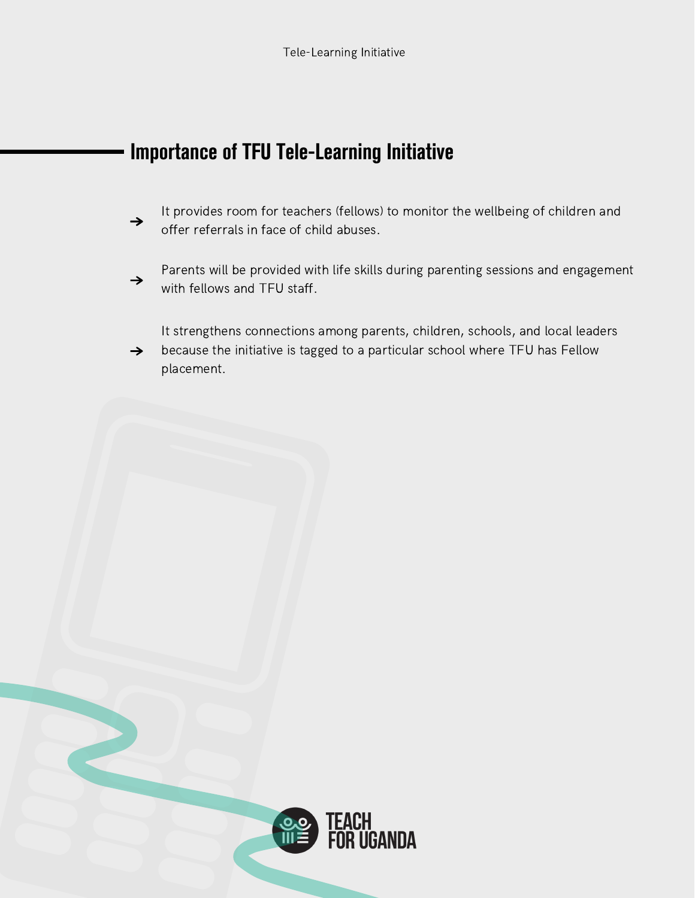## Importance of TFU Tele-Learning Initiative

- It provides room for teachers (fellows) to monitor the wellbeing of children and offer referrals in face of child abuses.
- Parents will be provided with life skills during parenting sessions and engagement with fellows and TFU staff.
- It strengthens connections among parents, children, schools, and local leaders because the initiative is tagged to a particular school where TFU has Fellow placement.

TEACH FOR UGANDA